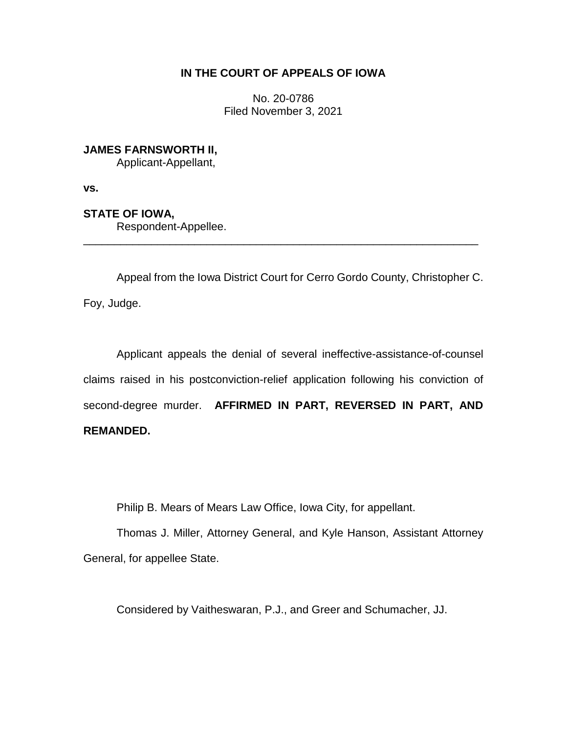**IN THE COURT OF APPEALS OF IOWA**

No. 20-0786
Filed November 3, 2021

**JAMES FARNSWORTH II,**
Applicant-Appellant,

**vs.**

**STATE OF IOWA,**
Respondent-Appellee.

---

Appeal from the Iowa District Court for Cerro Gordo County, Christopher C. Foy, Judge.

Applicant appeals the denial of several ineffective-assistance-of-counsel claims raised in his postconviction-relief application following his conviction of second-degree murder. **AFFIRMED IN PART, REVERSED IN PART, AND REMANDED.**

Philip B. Mears of Mears Law Office, Iowa City, for appellant.

Thomas J. Miller, Attorney General, and Kyle Hanson, Assistant Attorney General, for appellee State.

Considered by Vaitheswaran, P.J., and Greer and Schumacher, JJ.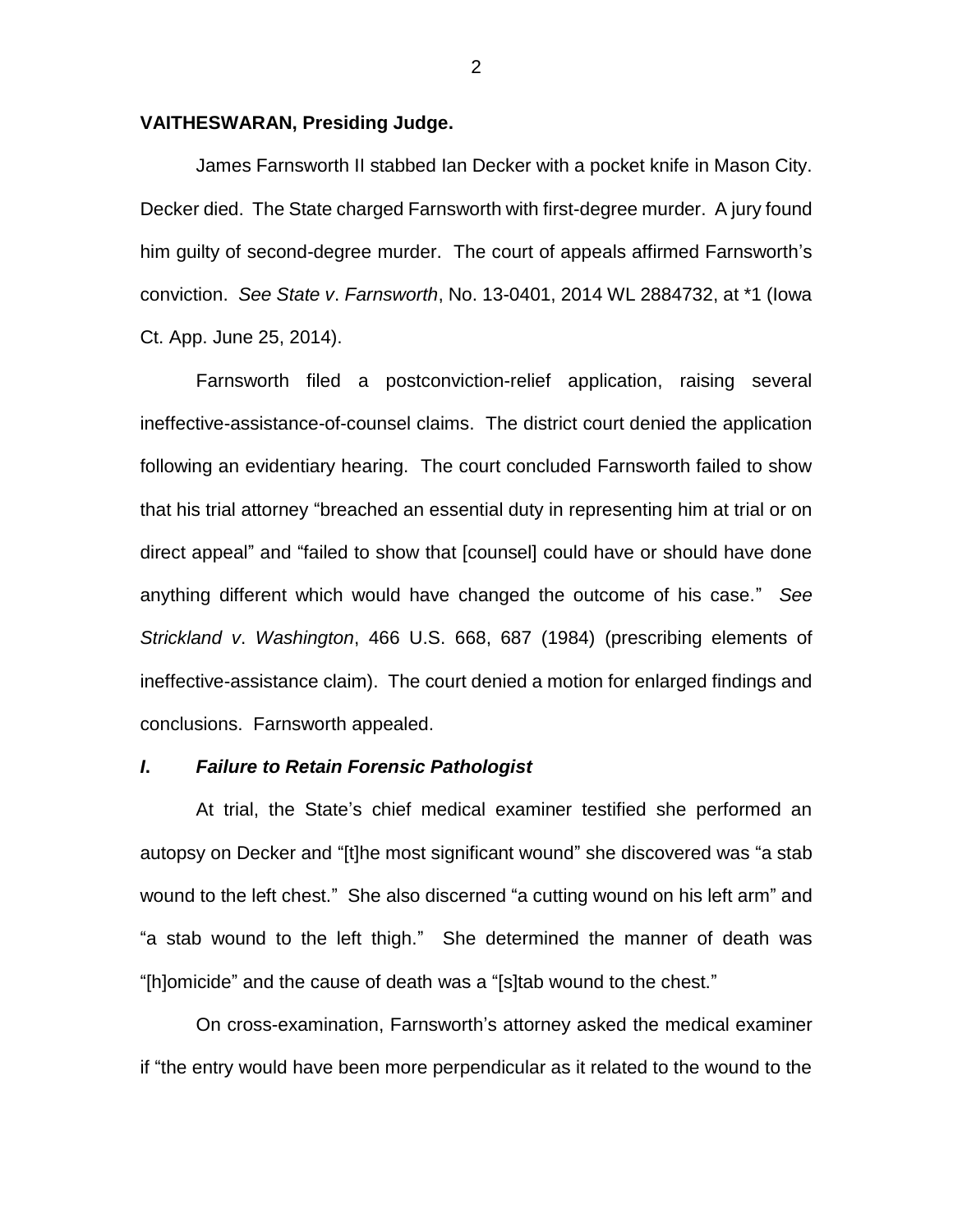**VAITHESWARAN, Presiding Judge.**

James Farnsworth II stabbed Ian Decker with a pocket knife in Mason City. Decker died. The State charged Farnsworth with first-degree murder. A jury found him guilty of second-degree murder. The court of appeals affirmed Farnsworth's conviction. *See State v. Farnsworth*, No. 13-0401, 2014 WL 2884732, at *1 (Iowa Ct. App. June 25, 2014).

Farnsworth filed a postconviction-relief application, raising several ineffective-assistance-of-counsel claims. The district court denied the application following an evidentiary hearing. The court concluded Farnsworth failed to show that his trial attorney "breached an essential duty in representing him at trial or on direct appeal" and "failed to show that [counsel] could have or should have done anything different which would have changed the outcome of his case." *See Strickland v. Washington*, 466 U.S. 668, 687 (1984) (prescribing elements of ineffective-assistance claim). The court denied a motion for enlarged findings and conclusions. Farnsworth appealed.

### *I. Failure to Retain Forensic Pathologist*

At trial, the State's chief medical examiner testified she performed an autopsy on Decker and "[t]he most significant wound" she discovered was "a stab wound to the left chest." She also discerned "a cutting wound on his left arm" and "a stab wound to the left thigh." She determined the manner of death was "[h]omicide" and the cause of death was a "[s]tab wound to the chest."

On cross-examination, Farnsworth's attorney asked the medical examiner if "the entry would have been more perpendicular as it related to the wound to the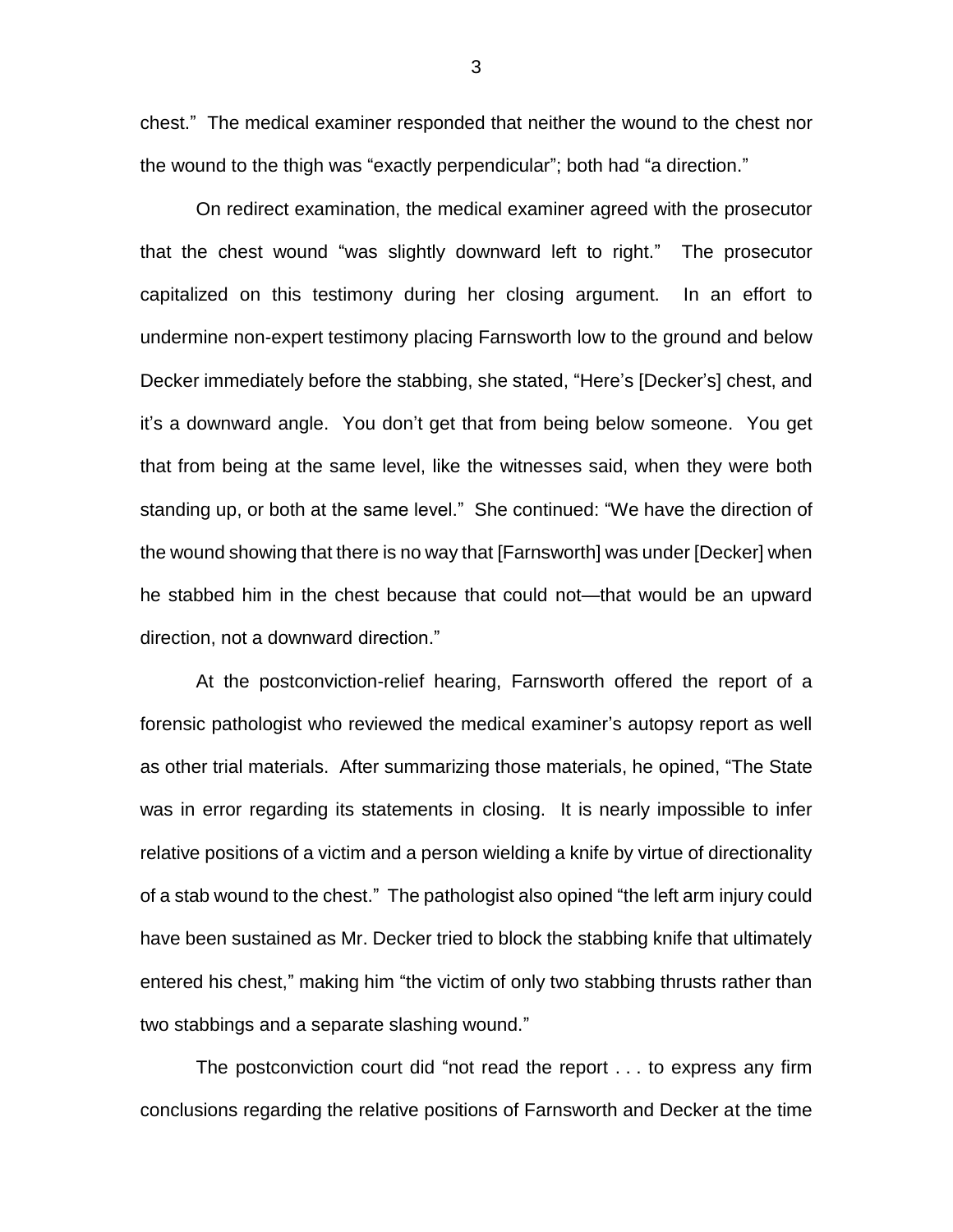chest." The medical examiner responded that neither the wound to the chest nor the wound to the thigh was "exactly perpendicular"; both had "a direction."

On redirect examination, the medical examiner agreed with the prosecutor that the chest wound "was slightly downward left to right." The prosecutor capitalized on this testimony during her closing argument. In an effort to undermine non-expert testimony placing Farnsworth low to the ground and below Decker immediately before the stabbing, she stated, "Here's [Decker's] chest, and it's a downward angle. You don't get that from being below someone. You get that from being at the same level, like the witnesses said, when they were both standing up, or both at the same level." She continued: "We have the direction of the wound showing that there is no way that [Farnsworth] was under [Decker] when he stabbed him in the chest because that could not—that would be an upward direction, not a downward direction."

At the postconviction-relief hearing, Farnsworth offered the report of a forensic pathologist who reviewed the medical examiner's autopsy report as well as other trial materials. After summarizing those materials, he opined, "The State was in error regarding its statements in closing. It is nearly impossible to infer relative positions of a victim and a person wielding a knife by virtue of directionality of a stab wound to the chest." The pathologist also opined "the left arm injury could have been sustained as Mr. Decker tried to block the stabbing knife that ultimately entered his chest," making him "the victim of only two stabbing thrusts rather than two stabbings and a separate slashing wound."

The postconviction court did "not read the report . . . to express any firm conclusions regarding the relative positions of Farnsworth and Decker at the time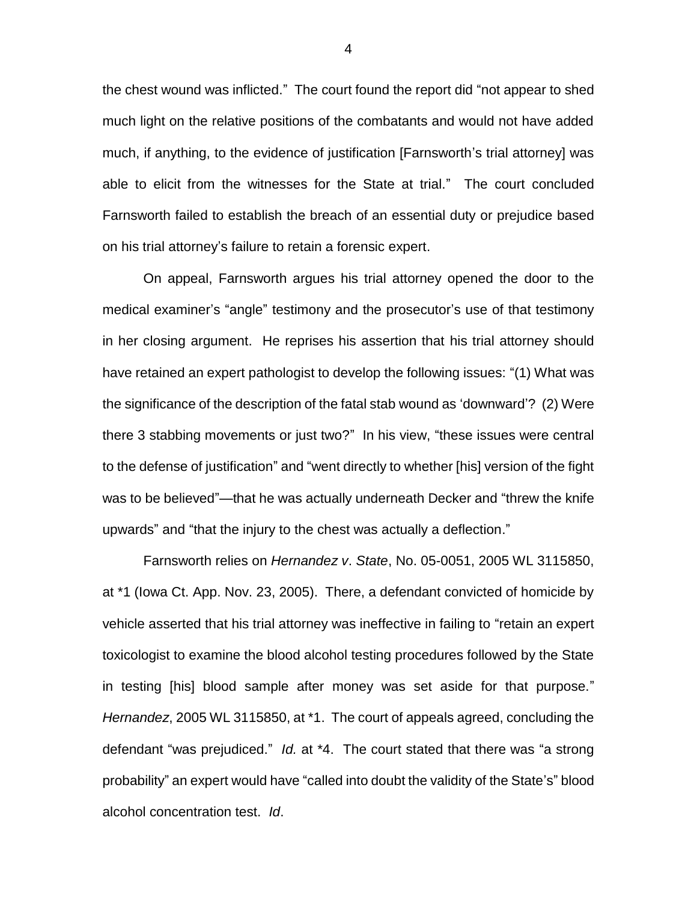the chest wound was inflicted." The court found the report did "not appear to shed much light on the relative positions of the combatants and would not have added much, if anything, to the evidence of justification [Farnsworth's trial attorney] was able to elicit from the witnesses for the State at trial." The court concluded Farnsworth failed to establish the breach of an essential duty or prejudice based on his trial attorney's failure to retain a forensic expert.

On appeal, Farnsworth argues his trial attorney opened the door to the medical examiner's "angle" testimony and the prosecutor's use of that testimony in her closing argument. He reprises his assertion that his trial attorney should have retained an expert pathologist to develop the following issues: "(1) What was the significance of the description of the fatal stab wound as 'downward'? (2) Were there 3 stabbing movements or just two?" In his view, "these issues were central to the defense of justification" and "went directly to whether [his] version of the fight was to be believed"—that he was actually underneath Decker and "threw the knife upwards" and "that the injury to the chest was actually a deflection."

Farnsworth relies on *Hernandez v. State*, No. 05-0051, 2005 WL 3115850, at *1 (Iowa Ct. App. Nov. 23, 2005). There, a defendant convicted of homicide by vehicle asserted that his trial attorney was ineffective in failing to "retain an expert toxicologist to examine the blood alcohol testing procedures followed by the State in testing [his] blood sample after money was set aside for that purpose." *Hernandez*, 2005 WL 3115850, at *1. The court of appeals agreed, concluding the defendant "was prejudiced." *Id.* at *4. The court stated that there was "a strong probability" an expert would have "called into doubt the validity of the State's" blood alcohol concentration test. *Id*.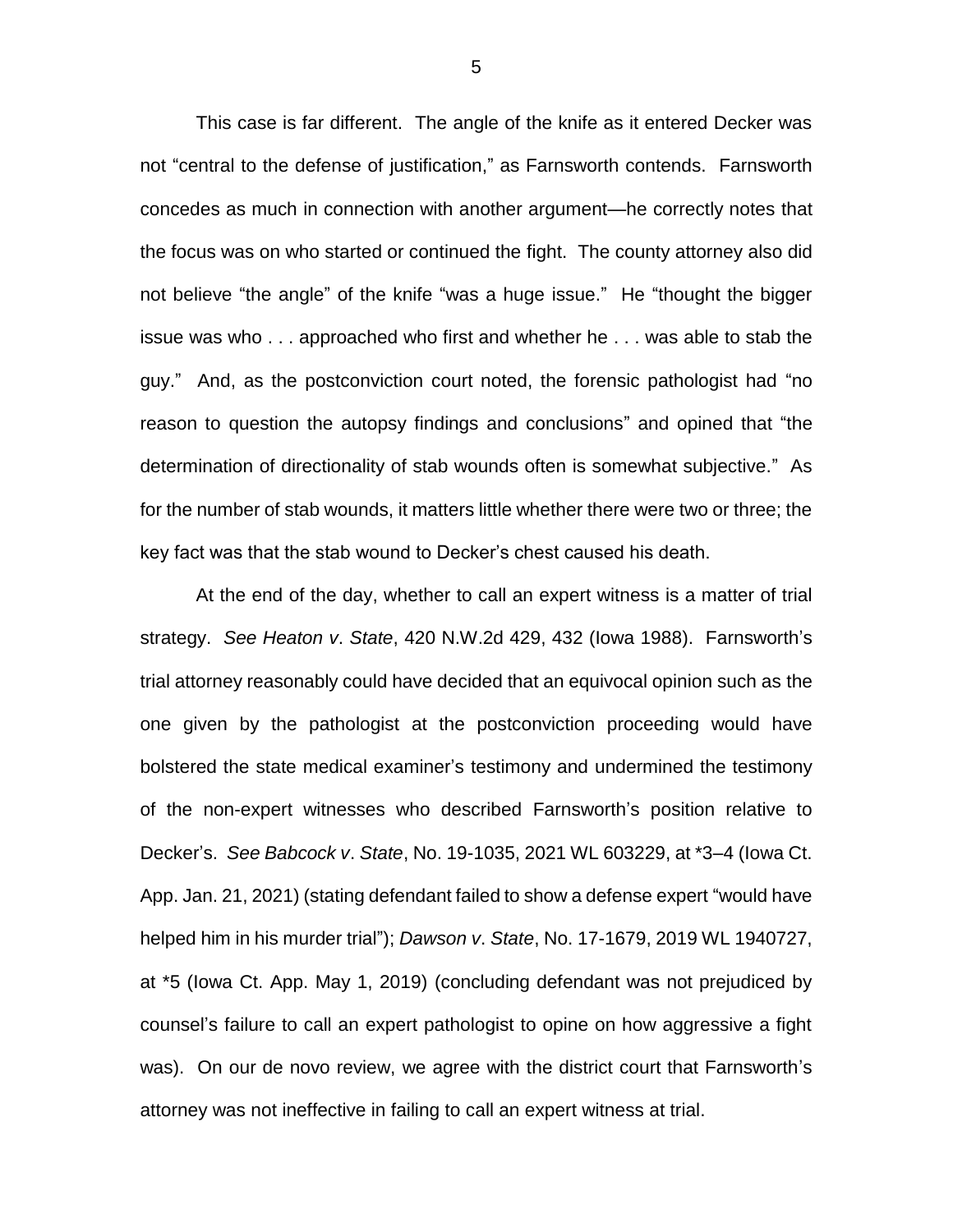This case is far different. The angle of the knife as it entered Decker was not "central to the defense of justification," as Farnsworth contends. Farnsworth concedes as much in connection with another argument—he correctly notes that the focus was on who started or continued the fight. The county attorney also did not believe "the angle" of the knife "was a huge issue." He "thought the bigger issue was who . . . approached who first and whether he . . . was able to stab the guy." And, as the postconviction court noted, the forensic pathologist had "no reason to question the autopsy findings and conclusions" and opined that "the determination of directionality of stab wounds often is somewhat subjective." As for the number of stab wounds, it matters little whether there were two or three; the key fact was that the stab wound to Decker's chest caused his death.

At the end of the day, whether to call an expert witness is a matter of trial strategy. *See Heaton v. State*, 420 N.W.2d 429, 432 (Iowa 1988). Farnsworth's trial attorney reasonably could have decided that an equivocal opinion such as the one given by the pathologist at the postconviction proceeding would have bolstered the state medical examiner's testimony and undermined the testimony of the non-expert witnesses who described Farnsworth's position relative to Decker's. *See Babcock v. State*, No. 19-1035, 2021 WL 603229, at *3–4 (Iowa Ct. App. Jan. 21, 2021) (stating defendant failed to show a defense expert "would have helped him in his murder trial"); *Dawson v. State*, No. 17-1679, 2019 WL 1940727, at *5 (Iowa Ct. App. May 1, 2019) (concluding defendant was not prejudiced by counsel's failure to call an expert pathologist to opine on how aggressive a fight was). On our de novo review, we agree with the district court that Farnsworth's attorney was not ineffective in failing to call an expert witness at trial.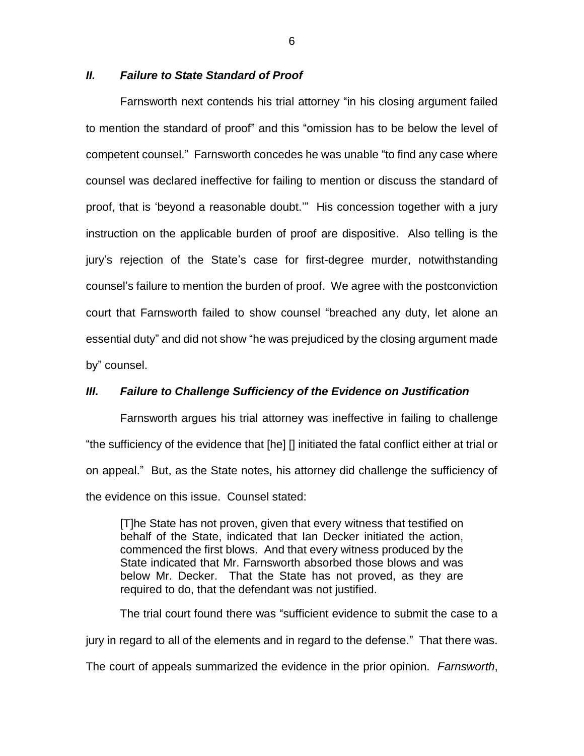### *II. Failure to State Standard of Proof*

Farnsworth next contends his trial attorney "in his closing argument failed to mention the standard of proof" and this "omission has to be below the level of competent counsel." Farnsworth concedes he was unable "to find any case where counsel was declared ineffective for failing to mention or discuss the standard of proof, that is 'beyond a reasonable doubt.'" His concession together with a jury instruction on the applicable burden of proof are dispositive. Also telling is the jury's rejection of the State's case for first-degree murder, notwithstanding counsel's failure to mention the burden of proof. We agree with the postconviction court that Farnsworth failed to show counsel "breached any duty, let alone an essential duty" and did not show "he was prejudiced by the closing argument made by" counsel.

### *III. Failure to Challenge Sufficiency of the Evidence on Justification*

Farnsworth argues his trial attorney was ineffective in failing to challenge "the sufficiency of the evidence that [he] [] initiated the fatal conflict either at trial or on appeal." But, as the State notes, his attorney did challenge the sufficiency of the evidence on this issue. Counsel stated:

> [T]he State has not proven, given that every witness that testified on behalf of the State, indicated that Ian Decker initiated the action, commenced the first blows. And that every witness produced by the State indicated that Mr. Farnsworth absorbed those blows and was below Mr. Decker. That the State has not proved, as they are required to do, that the defendant was not justified.

The trial court found there was "sufficient evidence to submit the case to a jury in regard to all of the elements and in regard to the defense." That there was. The court of appeals summarized the evidence in the prior opinion. *Farnsworth*,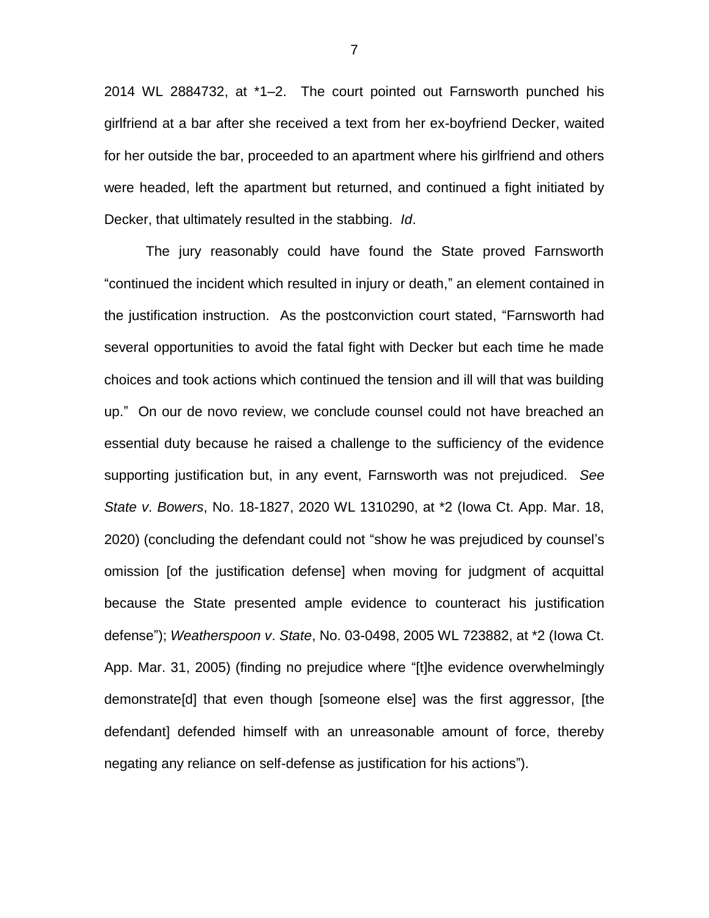2014 WL 2884732, at *1–2. The court pointed out Farnsworth punched his girlfriend at a bar after she received a text from her ex-boyfriend Decker, waited for her outside the bar, proceeded to an apartment where his girlfriend and others were headed, left the apartment but returned, and continued a fight initiated by Decker, that ultimately resulted in the stabbing. *Id*.

The jury reasonably could have found the State proved Farnsworth "continued the incident which resulted in injury or death," an element contained in the justification instruction. As the postconviction court stated, "Farnsworth had several opportunities to avoid the fatal fight with Decker but each time he made choices and took actions which continued the tension and ill will that was building up." On our de novo review, we conclude counsel could not have breached an essential duty because he raised a challenge to the sufficiency of the evidence supporting justification but, in any event, Farnsworth was not prejudiced. *See State v. Bowers*, No. 18-1827, 2020 WL 1310290, at *2 (Iowa Ct. App. Mar. 18, 2020) (concluding the defendant could not "show he was prejudiced by counsel's omission [of the justification defense] when moving for judgment of acquittal because the State presented ample evidence to counteract his justification defense"); *Weatherspoon v. State*, No. 03-0498, 2005 WL 723882, at *2 (Iowa Ct. App. Mar. 31, 2005) (finding no prejudice where "[t]he evidence overwhelmingly demonstrate[d] that even though [someone else] was the first aggressor, [the defendant] defended himself with an unreasonable amount of force, thereby negating any reliance on self-defense as justification for his actions").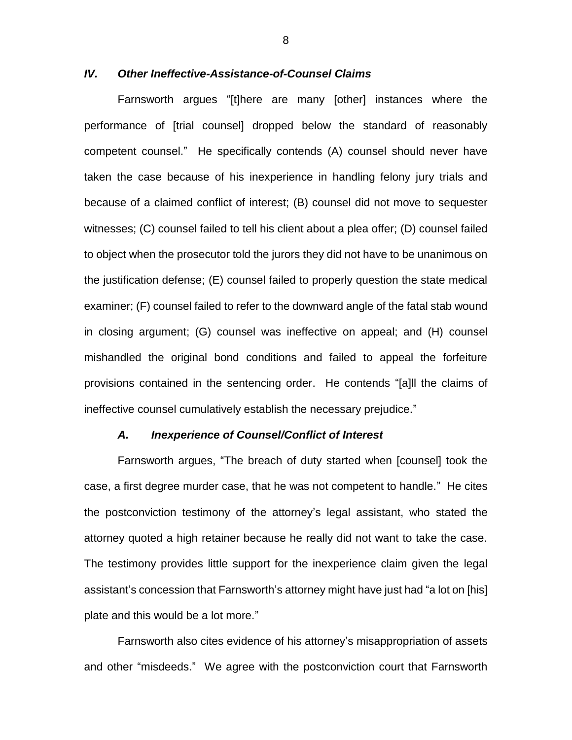### *IV. Other Ineffective-Assistance-of-Counsel Claims*

Farnsworth argues "[t]here are many [other] instances where the performance of [trial counsel] dropped below the standard of reasonably competent counsel." He specifically contends (A) counsel should never have taken the case because of his inexperience in handling felony jury trials and because of a claimed conflict of interest; (B) counsel did not move to sequester witnesses; (C) counsel failed to tell his client about a plea offer; (D) counsel failed to object when the prosecutor told the jurors they did not have to be unanimous on the justification defense; (E) counsel failed to properly question the state medical examiner; (F) counsel failed to refer to the downward angle of the fatal stab wound in closing argument; (G) counsel was ineffective on appeal; and (H) counsel mishandled the original bond conditions and failed to appeal the forfeiture provisions contained in the sentencing order. He contends "[a]ll the claims of ineffective counsel cumulatively establish the necessary prejudice."

#### *A. Inexperience of Counsel/Conflict of Interest*

Farnsworth argues, "The breach of duty started when [counsel] took the case, a first degree murder case, that he was not competent to handle." He cites the postconviction testimony of the attorney's legal assistant, who stated the attorney quoted a high retainer because he really did not want to take the case. The testimony provides little support for the inexperience claim given the legal assistant's concession that Farnsworth's attorney might have just had "a lot on [his] plate and this would be a lot more."

Farnsworth also cites evidence of his attorney's misappropriation of assets and other "misdeeds." We agree with the postconviction court that Farnsworth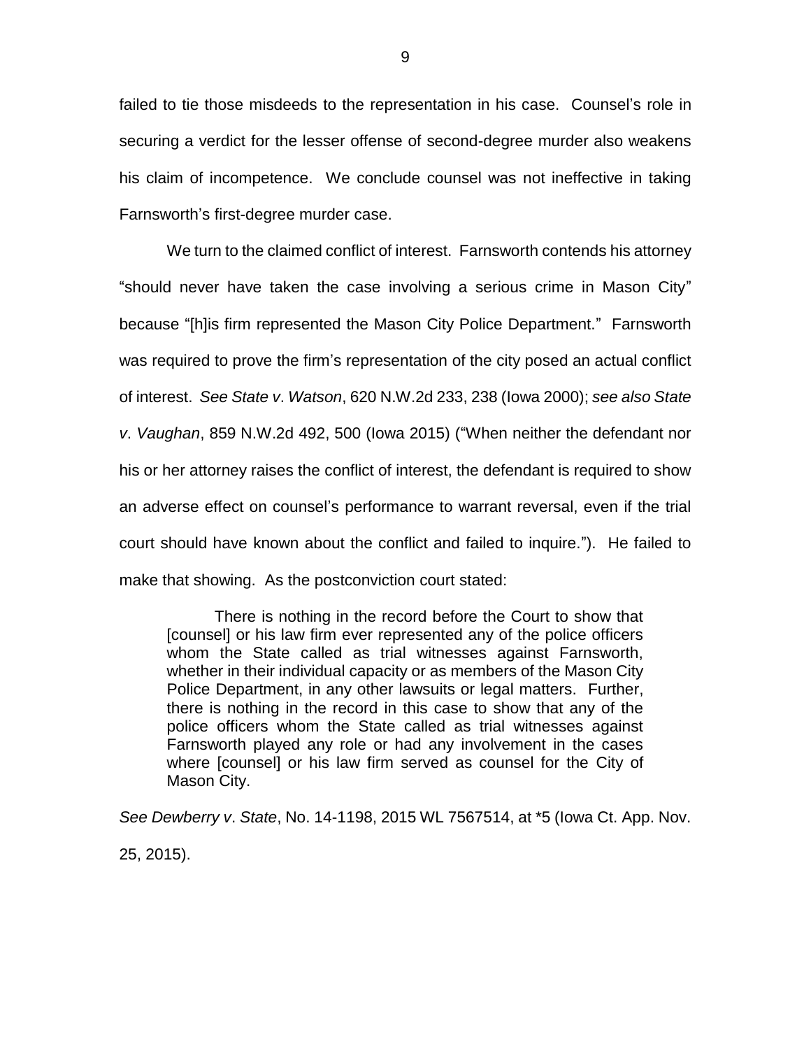failed to tie those misdeeds to the representation in his case. Counsel's role in securing a verdict for the lesser offense of second-degree murder also weakens his claim of incompetence. We conclude counsel was not ineffective in taking Farnsworth's first-degree murder case.

We turn to the claimed conflict of interest. Farnsworth contends his attorney "should never have taken the case involving a serious crime in Mason City" because "[h]is firm represented the Mason City Police Department." Farnsworth was required to prove the firm's representation of the city posed an actual conflict of interest. *See State v. Watson*, 620 N.W.2d 233, 238 (Iowa 2000); *see also State v. Vaughan*, 859 N.W.2d 492, 500 (Iowa 2015) ("When neither the defendant nor his or her attorney raises the conflict of interest, the defendant is required to show an adverse effect on counsel's performance to warrant reversal, even if the trial court should have known about the conflict and failed to inquire."). He failed to make that showing. As the postconviction court stated:

> There is nothing in the record before the Court to show that [counsel] or his law firm ever represented any of the police officers whom the State called as trial witnesses against Farnsworth, whether in their individual capacity or as members of the Mason City Police Department, in any other lawsuits or legal matters. Further, there is nothing in the record in this case to show that any of the police officers whom the State called as trial witnesses against Farnsworth played any role or had any involvement in the cases where [counsel] or his law firm served as counsel for the City of Mason City.

*See Dewberry v. State*, No. 14-1198, 2015 WL 7567514, at *5 (Iowa Ct. App. Nov. 25, 2015).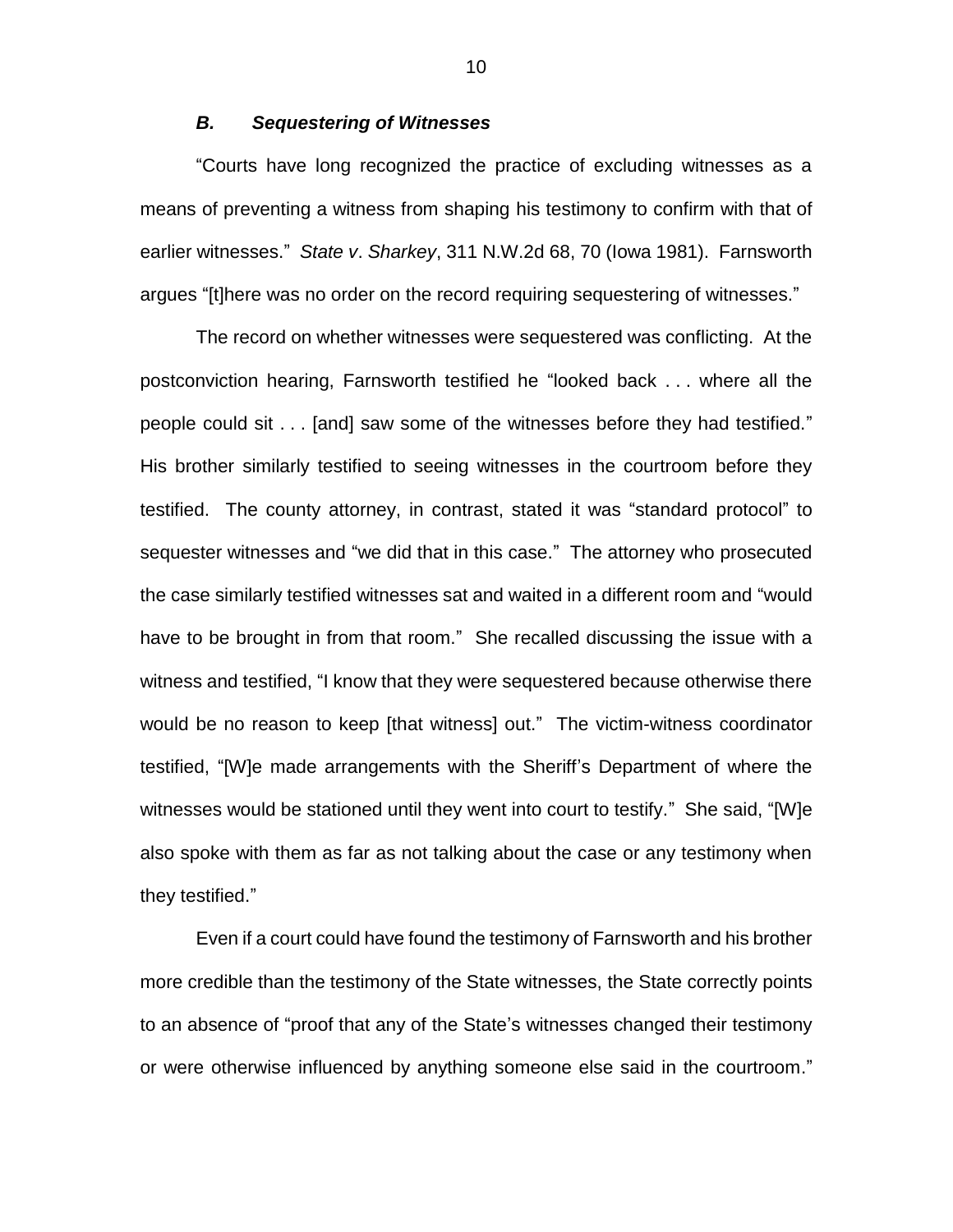### *B. Sequestering of Witnesses*

"Courts have long recognized the practice of excluding witnesses as a means of preventing a witness from shaping his testimony to confirm with that of earlier witnesses." *State v. Sharkey*, 311 N.W.2d 68, 70 (Iowa 1981). Farnsworth argues "[t]here was no order on the record requiring sequestering of witnesses."

The record on whether witnesses were sequestered was conflicting. At the postconviction hearing, Farnsworth testified he "looked back . . . where all the people could sit . . . [and] saw some of the witnesses before they had testified." His brother similarly testified to seeing witnesses in the courtroom before they testified. The county attorney, in contrast, stated it was "standard protocol" to sequester witnesses and "we did that in this case." The attorney who prosecuted the case similarly testified witnesses sat and waited in a different room and "would have to be brought in from that room." She recalled discussing the issue with a witness and testified, "I know that they were sequestered because otherwise there would be no reason to keep [that witness] out." The victim-witness coordinator testified, "[W]e made arrangements with the Sheriff's Department of where the witnesses would be stationed until they went into court to testify." She said, "[W]e also spoke with them as far as not talking about the case or any testimony when they testified."

Even if a court could have found the testimony of Farnsworth and his brother more credible than the testimony of the State witnesses, the State correctly points to an absence of "proof that any of the State's witnesses changed their testimony or were otherwise influenced by anything someone else said in the courtroom."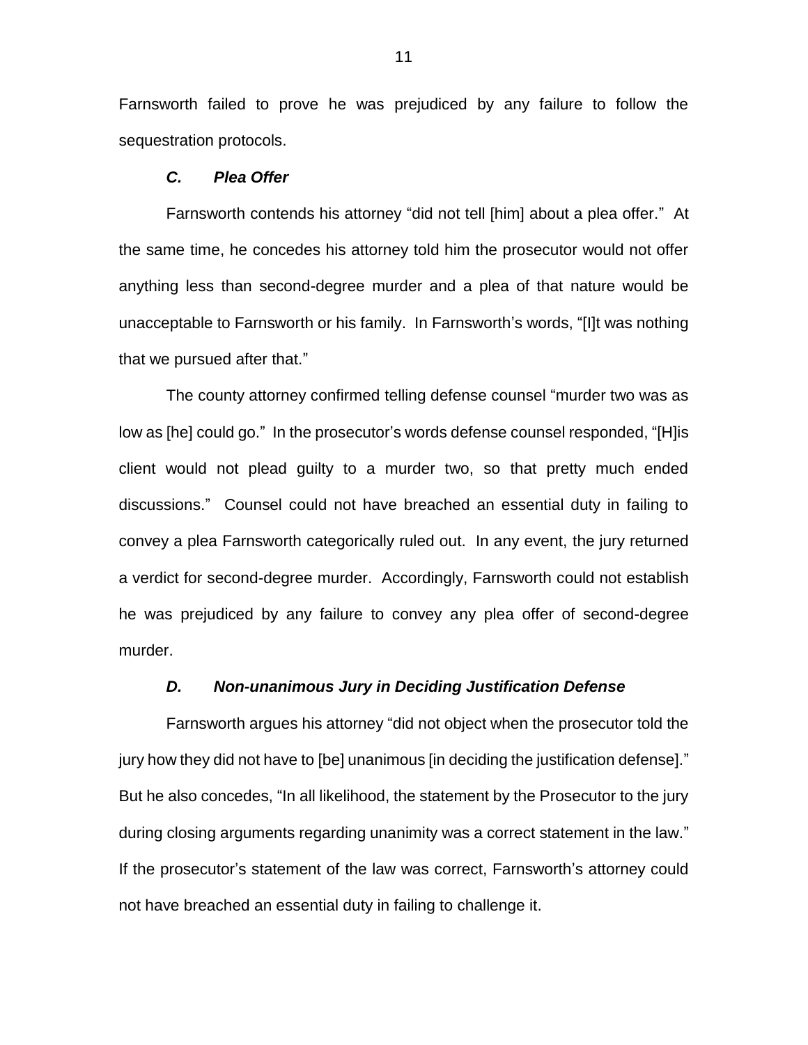Farnsworth failed to prove he was prejudiced by any failure to follow the sequestration protocols.

### ***C. Plea Offer***

Farnsworth contends his attorney "did not tell [him] about a plea offer." At the same time, he concedes his attorney told him the prosecutor would not offer anything less than second-degree murder and a plea of that nature would be unacceptable to Farnsworth or his family. In Farnsworth's words, "[I]t was nothing that we pursued after that."

The county attorney confirmed telling defense counsel "murder two was as low as [he] could go." In the prosecutor's words defense counsel responded, "[H]is client would not plead guilty to a murder two, so that pretty much ended discussions." Counsel could not have breached an essential duty in failing to convey a plea Farnsworth categorically ruled out. In any event, the jury returned a verdict for second-degree murder. Accordingly, Farnsworth could not establish he was prejudiced by any failure to convey any plea offer of second-degree murder.

### ***D. Non-unanimous Jury in Deciding Justification Defense***

Farnsworth argues his attorney "did not object when the prosecutor told the jury how they did not have to [be] unanimous [in deciding the justification defense]." But he also concedes, "In all likelihood, the statement by the Prosecutor to the jury during closing arguments regarding unanimity was a correct statement in the law." If the prosecutor's statement of the law was correct, Farnsworth's attorney could not have breached an essential duty in failing to challenge it.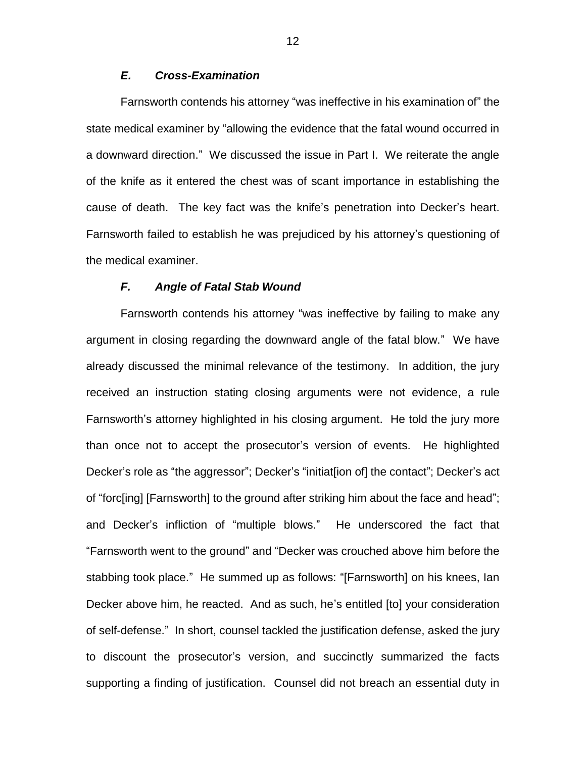### *E. Cross-Examination*

Farnsworth contends his attorney "was ineffective in his examination of" the state medical examiner by "allowing the evidence that the fatal wound occurred in a downward direction." We discussed the issue in Part I. We reiterate the angle of the knife as it entered the chest was of scant importance in establishing the cause of death. The key fact was the knife's penetration into Decker's heart. Farnsworth failed to establish he was prejudiced by his attorney's questioning of the medical examiner.

### *F. Angle of Fatal Stab Wound*

Farnsworth contends his attorney "was ineffective by failing to make any argument in closing regarding the downward angle of the fatal blow." We have already discussed the minimal relevance of the testimony. In addition, the jury received an instruction stating closing arguments were not evidence, a rule Farnsworth's attorney highlighted in his closing argument. He told the jury more than once not to accept the prosecutor's version of events. He highlighted Decker's role as "the aggressor"; Decker's "initiat[ion of] the contact"; Decker's act of "forc[ing] [Farnsworth] to the ground after striking him about the face and head"; and Decker's infliction of "multiple blows." He underscored the fact that "Farnsworth went to the ground" and "Decker was crouched above him before the stabbing took place." He summed up as follows: "[Farnsworth] on his knees, Ian Decker above him, he reacted. And as such, he's entitled [to] your consideration of self-defense." In short, counsel tackled the justification defense, asked the jury to discount the prosecutor's version, and succinctly summarized the facts supporting a finding of justification. Counsel did not breach an essential duty in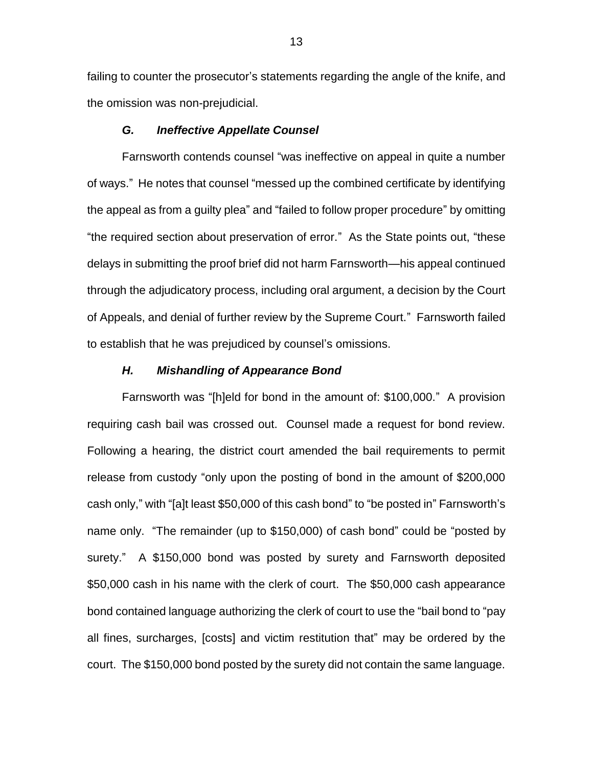failing to counter the prosecutor's statements regarding the angle of the knife, and the omission was non-prejudicial.

### *G. Ineffective Appellate Counsel*

Farnsworth contends counsel "was ineffective on appeal in quite a number of ways." He notes that counsel "messed up the combined certificate by identifying the appeal as from a guilty plea" and "failed to follow proper procedure" by omitting "the required section about preservation of error." As the State points out, "these delays in submitting the proof brief did not harm Farnsworth—his appeal continued through the adjudicatory process, including oral argument, a decision by the Court of Appeals, and denial of further review by the Supreme Court." Farnsworth failed to establish that he was prejudiced by counsel's omissions.

### *H. Mishandling of Appearance Bond*

Farnsworth was "[h]eld for bond in the amount of: $100,000." A provision requiring cash bail was crossed out. Counsel made a request for bond review. Following a hearing, the district court amended the bail requirements to permit release from custody "only upon the posting of bond in the amount of $200,000 cash only," with "[a]t least $50,000 of this cash bond" to "be posted in" Farnsworth's name only. "The remainder (up to $150,000) of cash bond" could be "posted by surety." A $150,000 bond was posted by surety and Farnsworth deposited $50,000 cash in his name with the clerk of court. The $50,000 cash appearance bond contained language authorizing the clerk of court to use the "bail bond to "pay all fines, surcharges, [costs] and victim restitution that" may be ordered by the court. The $150,000 bond posted by the surety did not contain the same language.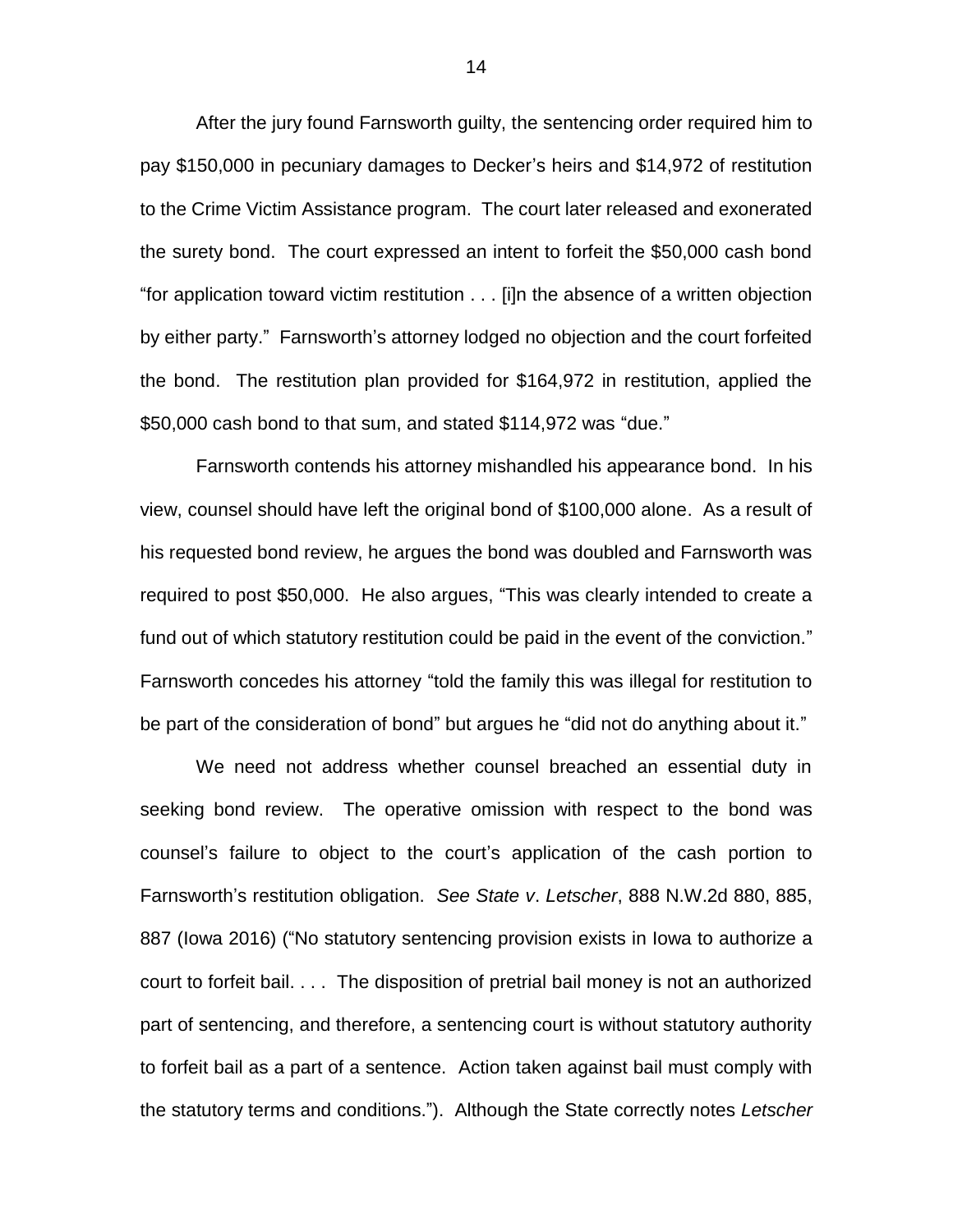After the jury found Farnsworth guilty, the sentencing order required him to pay $150,000 in pecuniary damages to Decker's heirs and $14,972 of restitution to the Crime Victim Assistance program. The court later released and exonerated the surety bond. The court expressed an intent to forfeit the $50,000 cash bond "for application toward victim restitution . . . [i]n the absence of a written objection by either party." Farnsworth's attorney lodged no objection and the court forfeited the bond. The restitution plan provided for $164,972 in restitution, applied the $50,000 cash bond to that sum, and stated $114,972 was "due."

Farnsworth contends his attorney mishandled his appearance bond. In his view, counsel should have left the original bond of $100,000 alone. As a result of his requested bond review, he argues the bond was doubled and Farnsworth was required to post $50,000. He also argues, "This was clearly intended to create a fund out of which statutory restitution could be paid in the event of the conviction." Farnsworth concedes his attorney "told the family this was illegal for restitution to be part of the consideration of bond" but argues he "did not do anything about it."

We need not address whether counsel breached an essential duty in seeking bond review. The operative omission with respect to the bond was counsel's failure to object to the court's application of the cash portion to Farnsworth's restitution obligation. *See State v. Letscher*, 888 N.W.2d 880, 885, 887 (Iowa 2016) ("No statutory sentencing provision exists in Iowa to authorize a court to forfeit bail. . . . The disposition of pretrial bail money is not an authorized part of sentencing, and therefore, a sentencing court is without statutory authority to forfeit bail as a part of a sentence. Action taken against bail must comply with the statutory terms and conditions."). Although the State correctly notes *Letscher*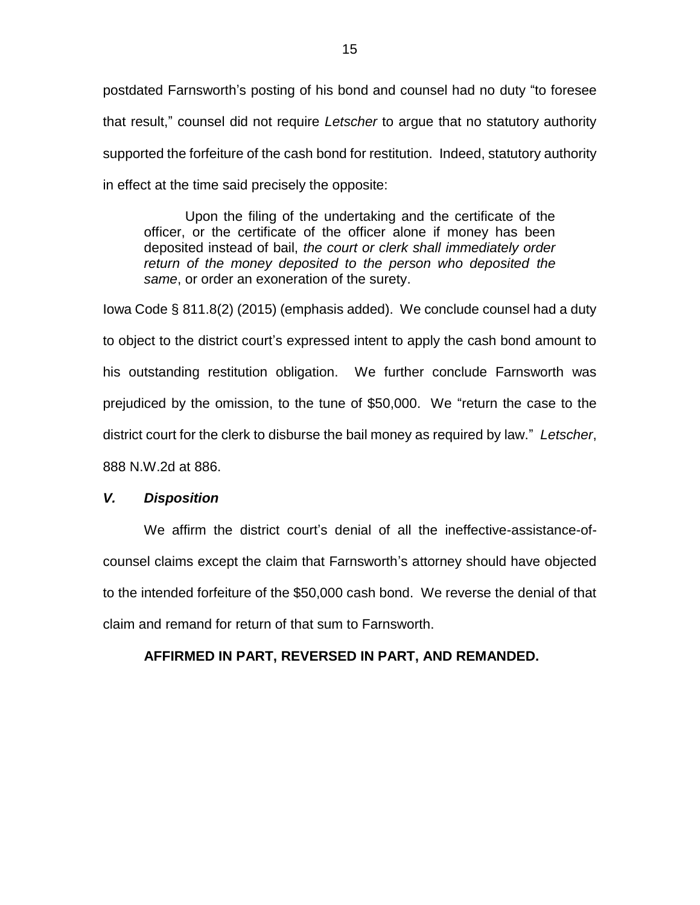postdated Farnsworth's posting of his bond and counsel had no duty "to foresee that result," counsel did not require *Letscher* to argue that no statutory authority supported the forfeiture of the cash bond for restitution. Indeed, statutory authority in effect at the time said precisely the opposite:

> Upon the filing of the undertaking and the certificate of the officer, or the certificate of the officer alone if money has been deposited instead of bail, *the court or clerk shall immediately order return of the money deposited to the person who deposited the same*, or order an exoneration of the surety.

Iowa Code § 811.8(2) (2015) (emphasis added). We conclude counsel had a duty to object to the district court's expressed intent to apply the cash bond amount to his outstanding restitution obligation. We further conclude Farnsworth was prejudiced by the omission, to the tune of $50,000. We "return the case to the district court for the clerk to disburse the bail money as required by law." *Letscher*, 888 N.W.2d at 886.

### *V. Disposition*

We affirm the district court's denial of all the ineffective-assistance-of-counsel claims except the claim that Farnsworth's attorney should have objected to the intended forfeiture of the $50,000 cash bond. We reverse the denial of that claim and remand for return of that sum to Farnsworth.

**AFFIRMED IN PART, REVERSED IN PART, AND REMANDED.**